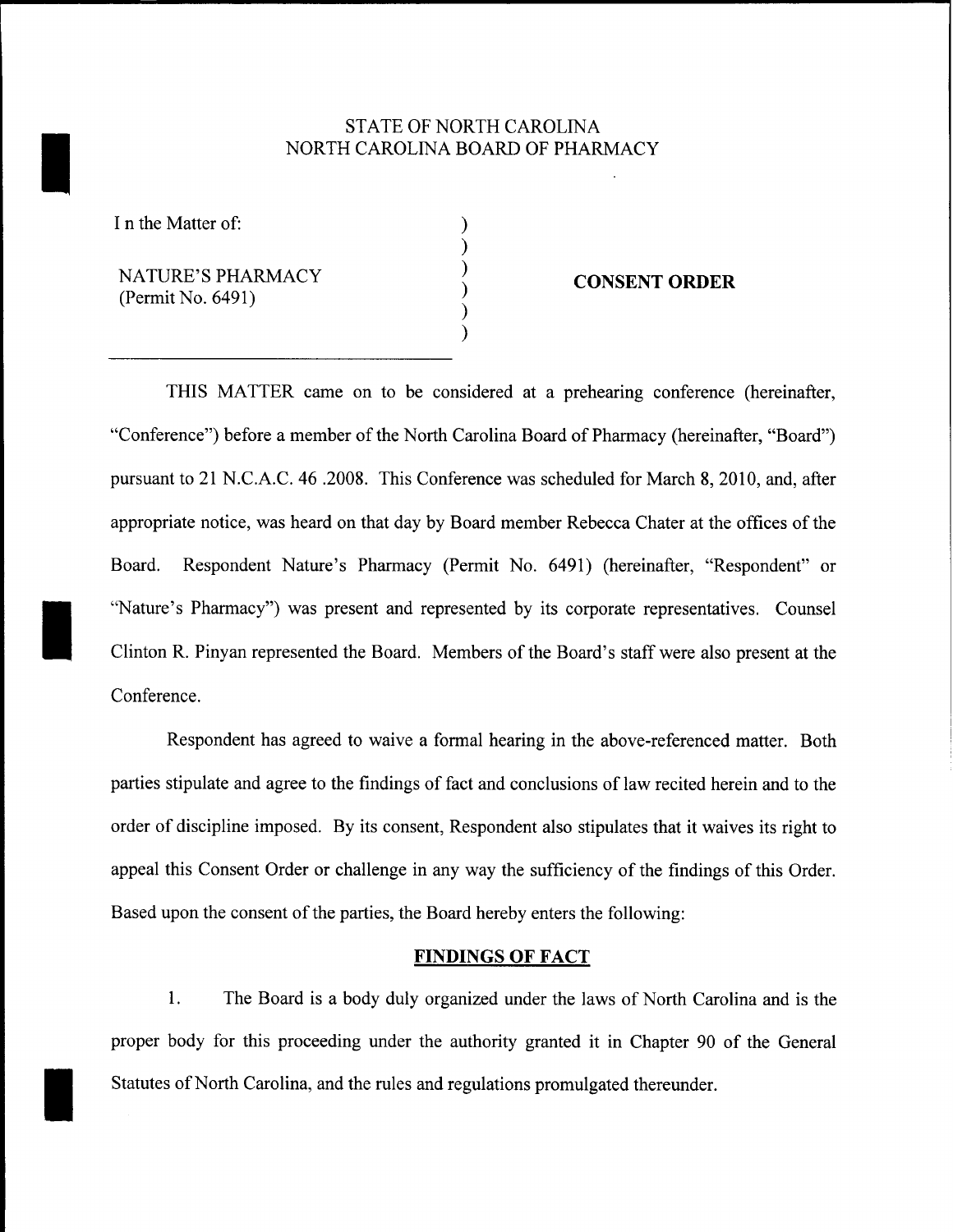STATE OF NORTH CAROLINA
NORTH CAROLINA BOARD OF PHARMACY

| | |
|---|---|
| I n the Matter of: | |
| NATURE'S PHARMACY (Permit No. 6491) | **CONSENT ORDER** |

THIS MATTER came on to be considered at a prehearing conference (hereinafter, "Conference") before a member of the North Carolina Board of Pharmacy (hereinafter, "Board") pursuant to 21 N.C.A.C. 46 .2008. This Conference was scheduled for March 8, 2010, and, after appropriate notice, was heard on that day by Board member Rebecca Chater at the offices of the Board. Respondent Nature's Pharmacy (Permit No. 6491) (hereinafter, "Respondent" or "Nature's Pharmacy") was present and represented by its corporate representatives. Counsel Clinton R. Pinyan represented the Board. Members of the Board's staff were also present at the Conference.

Respondent has agreed to waive a formal hearing in the above-referenced matter. Both parties stipulate and agree to the findings of fact and conclusions of law recited herein and to the order of discipline imposed. By its consent, Respondent also stipulates that it waives its right to appeal this Consent Order or challenge in any way the sufficiency of the findings of this Order. Based upon the consent of the parties, the Board hereby enters the following:

**FINDINGS OF FACT**

1. The Board is a body duly organized under the laws of North Carolina and is the proper body for this proceeding under the authority granted it in Chapter 90 of the General Statutes of North Carolina, and the rules and regulations promulgated thereunder.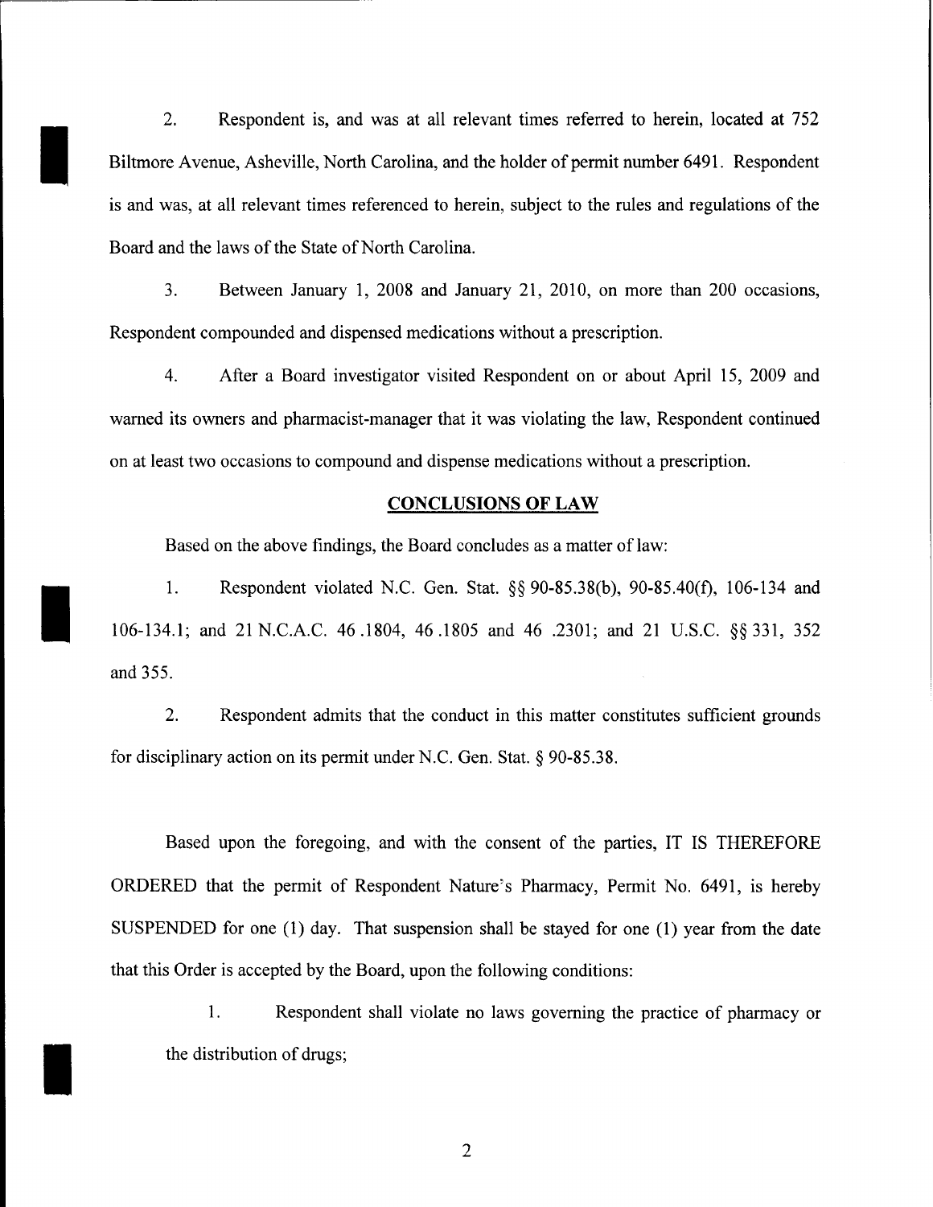2. Respondent is, and was at all relevant times referred to herein, located at 752 Biltmore Avenue, Asheville, North Carolina, and the holder of permit number 6491. Respondent is and was, at all relevant times referenced to herein, subject to the rules and regulations of the Board and the laws of the State of North Carolina.

3. Between January 1, 2008 and January 21, 2010, on more than 200 occasions, Respondent compounded and dispensed medications without a prescription.

4. After a Board investigator visited Respondent on or about April 15, 2009 and warned its owners and pharmacist-manager that it was violating the law, Respondent continued on at least two occasions to compound and dispense medications without a prescription.

## CONCLUSIONS OF LAW

Based on the above findings, the Board concludes as a matter of law:

1. Respondent violated N.C. Gen. Stat. §§ 90-85.38(b), 90-85.40(f), 106-134 and 106-134.1; and 21 N.C.A.C. 46 .1804, 46 .1805 and 46 .2301; and 21 U.S.C. §§ 331, 352 and 355.

2. Respondent admits that the conduct in this matter constitutes sufficient grounds for disciplinary action on its permit under N.C. Gen. Stat. § 90-85.38.

Based upon the foregoing, and with the consent of the parties, IT IS THEREFORE ORDERED that the permit of Respondent Nature's Pharmacy, Permit No. 6491, is hereby SUSPENDED for one (1) day. That suspension shall be stayed for one (1) year from the date that this Order is accepted by the Board, upon the following conditions:

1. Respondent shall violate no laws governing the practice of pharmacy or the distribution of drugs;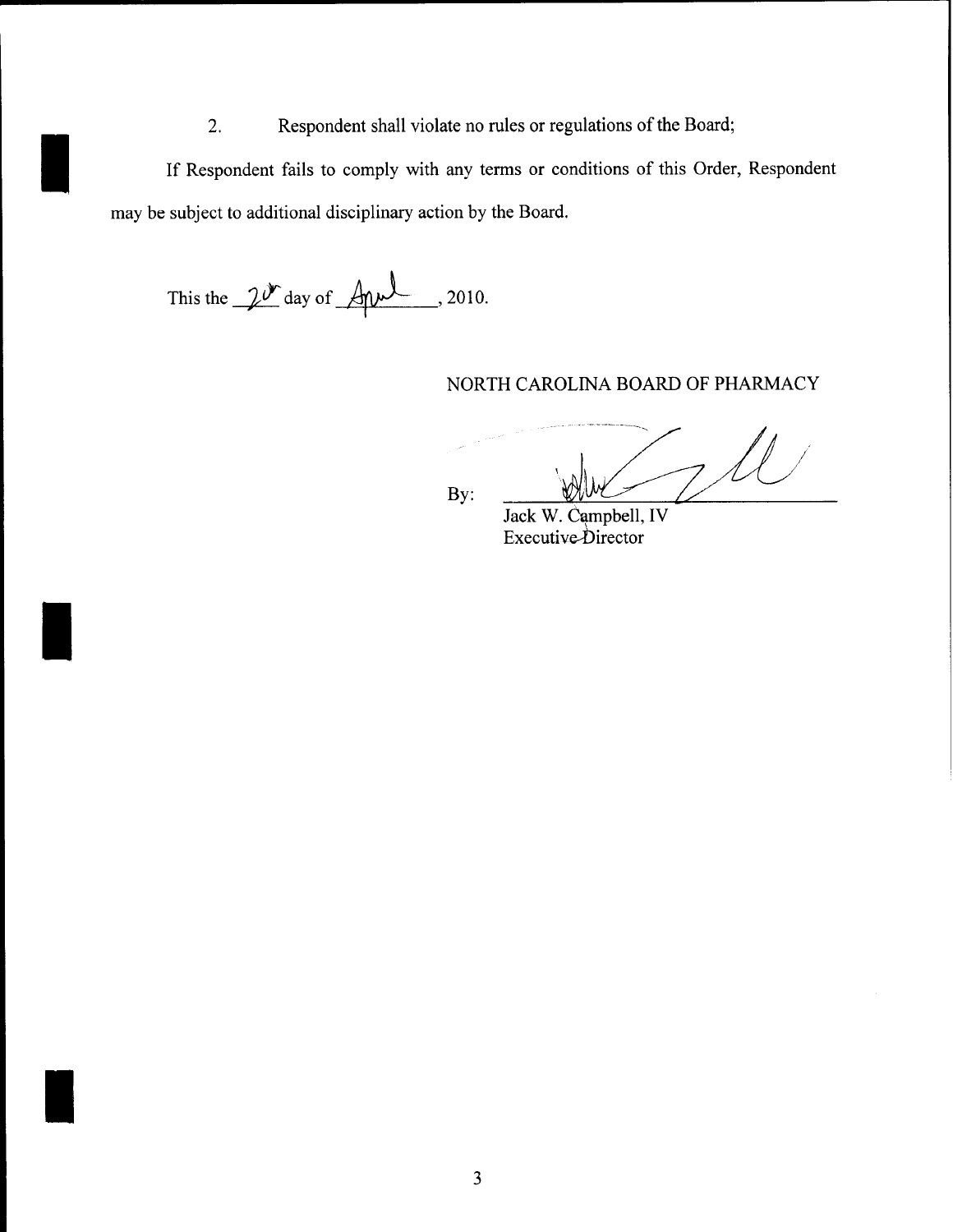2. Respondent shall violate no rules or regulations of the Board;

If Respondent fails to comply with any terms or conditions of this Order, Respondent may be subject to additional disciplinary action by the Board.

This the 20th day of April, 2010.

NORTH CAROLINA BOARD OF PHARMACY

By: ______________________

Jack W. Campbell, IV
Executive Director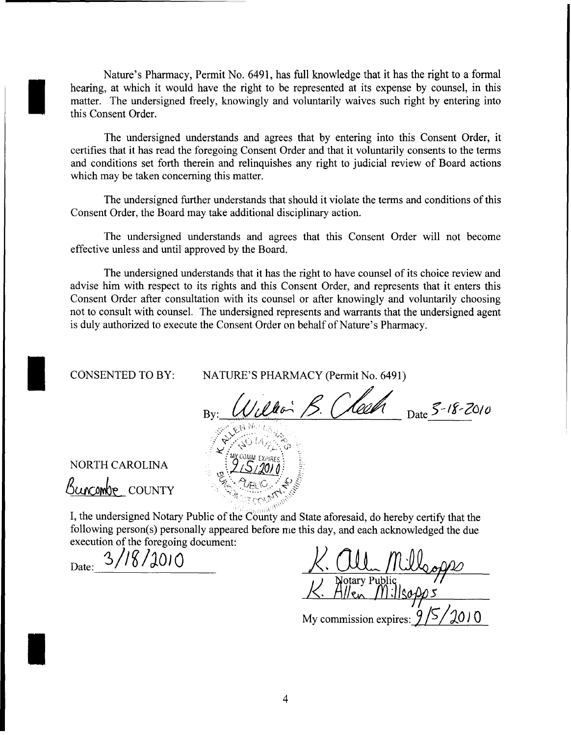Nature's Pharmacy, Permit No. 6491, has full knowledge that it has the right to a formal hearing, at which it would have the right to be represented at its expense by counsel, in this matter. The undersigned freely, knowingly and voluntarily waives such right by entering into this Consent Order.

The undersigned understands and agrees that by entering into this Consent Order, it certifies that it has read the foregoing Consent Order and that it voluntarily consents to the terms and conditions set forth therein and relinquishes any right to judicial review of Board actions which may be taken concerning this matter.

The undersigned further understands that should it violate the terms and conditions of this Consent Order, the Board may take additional disciplinary action.

The undersigned understands and agrees that this Consent Order will not become effective unless and until approved by the Board.

The undersigned understands that it has the right to have counsel of its choice review and advise him with respect to its rights and this Consent Order, and represents that it enters this Consent Order after consultation with its counsel or after knowingly and voluntarily choosing not to consult with counsel. The undersigned represents and warrants that the undersigned agent is duly authorized to execute the Consent Order on behalf of Nature's Pharmacy.

CONSENTED TO BY: NATURE'S PHARMACY (Permit No. 6491)

By: William B. Cloer Date 3-18-2010

NORTH CAROLINA

Buncombe COUNTY

I, the undersigned Notary Public of the County and State aforesaid, do hereby certify that the following person(s) personally appeared before me this day, and each acknowledged the due execution of the foregoing document:

Date: 3/18/2010

K. Allen Millsapps
Notary Public
K. Allen Millsapps

My commission expires: 9/5/2010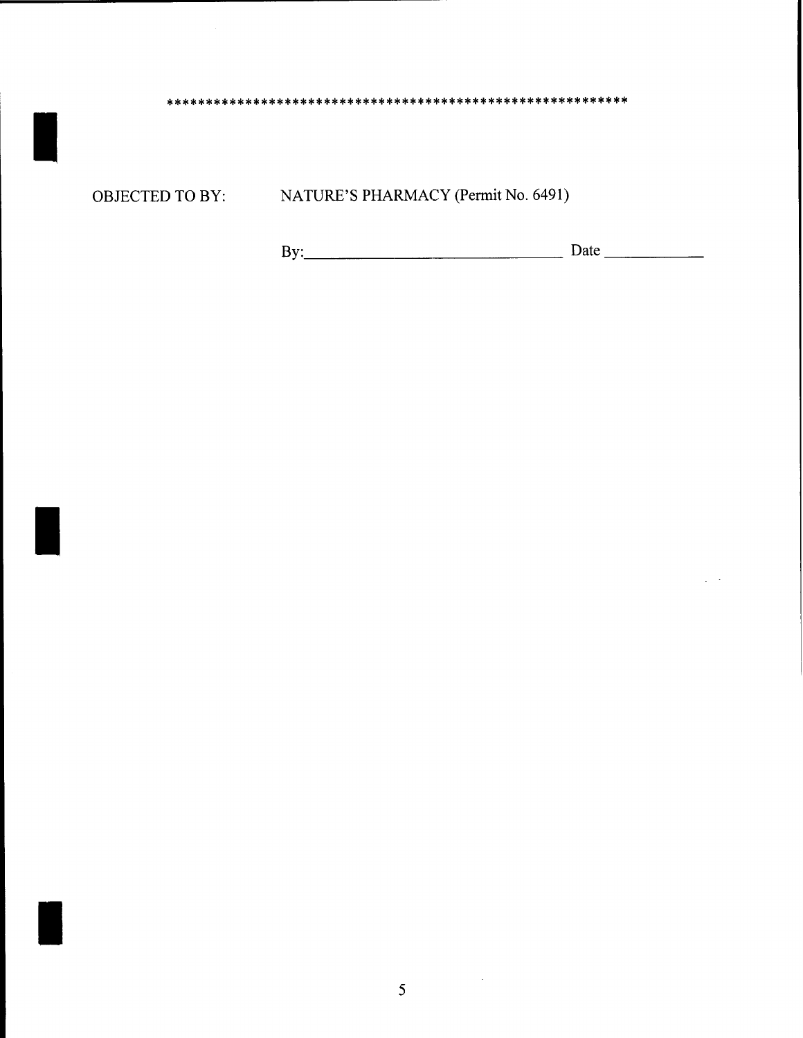\*\*\*\*\*\*\*\*\*\*\*\*\*\*\*\*\*\*\*\*\*\*\*\*\*\*\*\*\*\*\*\*\*\*\*\*\*\*\*\*\*\*\*\*\*\*\*\*\*\*\*\*\*\*\*\*\*\*\*\*

OBJECTED TO BY: NATURE'S PHARMACY (Permit No. 6491)

By:\_\_\_\_\_\_\_\_\_\_\_\_\_\_\_\_\_\_\_\_\_\_\_\_\_\_\_\_\_\_\_\_ Date \_\_\_\_\_\_\_\_\_\_\_\_